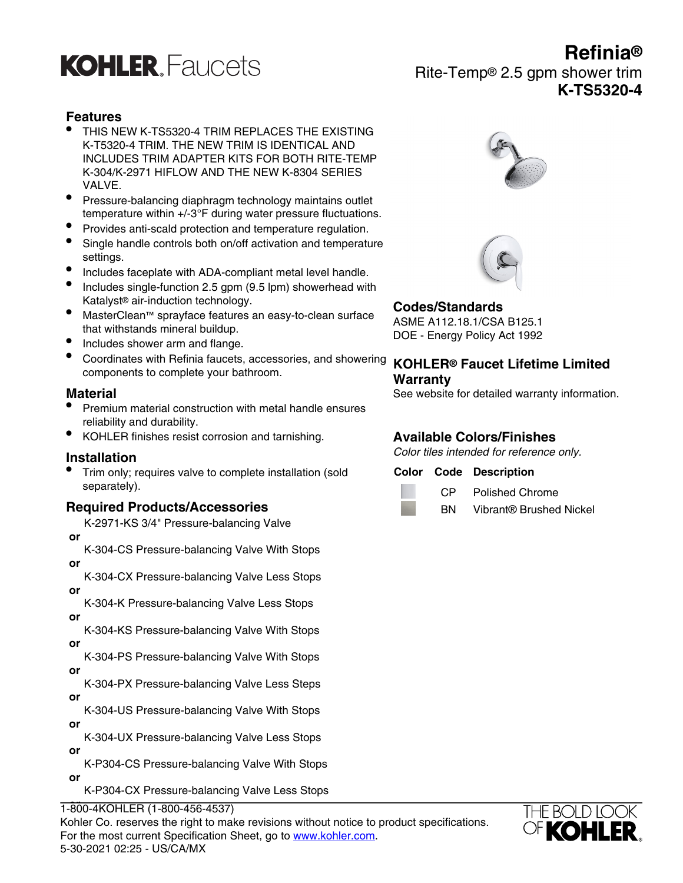# KOHLER. Faucets

# Refinia®

Rite-Temp® 2.5 gpm shower trim

**K-TS5320-4**

## Features

- THIS NEW K-TS5320-4 TRIM REPLACES THE EXISTING K-T5320-4 TRIM. THE NEW TRIM IS IDENTICAL AND INCLUDES TRIM ADAPTER KITS FOR BOTH RITE-TEMP K-304/K-2971 HIFLOW AND THE NEW K-8304 SERIES VALVE.
- Pressure-balancing diaphragm technology maintains outlet temperature within +/-3°F during water pressure fluctuations.
- Provides anti-scald protection and temperature regulation.
- Single handle controls both on/off activation and temperature settings.
- Includes faceplate with ADA-compliant metal level handle.
- Includes single-function 2.5 gpm (9.5 lpm) showerhead with Katalyst® air-induction technology.
- MasterClean™ sprayface features an easy-to-clean surface that withstands mineral buildup.
- Includes shower arm and flange.
- Coordinates with Refinia faucets, accessories, and showering components to complete your bathroom.

## Material

- Premium material construction with metal handle ensures reliability and durability.
- KOHLER finishes resist corrosion and tarnishing.

## Installation

- Trim only; requires valve to complete installation (sold separately).

## Required Products/Accessories

K-2971-KS 3/4" Pressure-balancing Valve

**or**

K-304-CS Pressure-balancing Valve With Stops

**or**

K-304-CX Pressure-balancing Valve Less Stops

**or**

K-304-K Pressure-balancing Valve Less Stops

**or**

K-304-KS Pressure-balancing Valve With Stops

**or**

K-304-PS Pressure-balancing Valve With Stops

**or**

K-304-PX Pressure-balancing Valve Less Steps

**or**

K-304-US Pressure-balancing Valve With Stops

**or**

K-304-UX Pressure-balancing Valve Less Stops

**or**

K-P304-CS Pressure-balancing Valve With Stops

**or**

K-P304-CX Pressure-balancing Valve Less Stops

## Codes/Standards

ASME A112.18.1/CSA B125.1
DOE - Energy Policy Act 1992

## KOHLER® Faucet Lifetime Limited Warranty

See website for detailed warranty information.

## Available Colors/Finishes

*Color tiles intended for reference only.*

| Color | Code | Description |
|---|---|---|
| | CP | Polished Chrome |
| | BN | Vibrant® Brushed Nickel |

1-800-4KOHLER (1-800-456-4537)
Kohler Co. reserves the right to make revisions without notice to product specifications.
For the most current Specification Sheet, go to www.kohler.com.
5-30-2021 02:25 - US/CA/MX

THE BOLD LOOK OF KOHLER.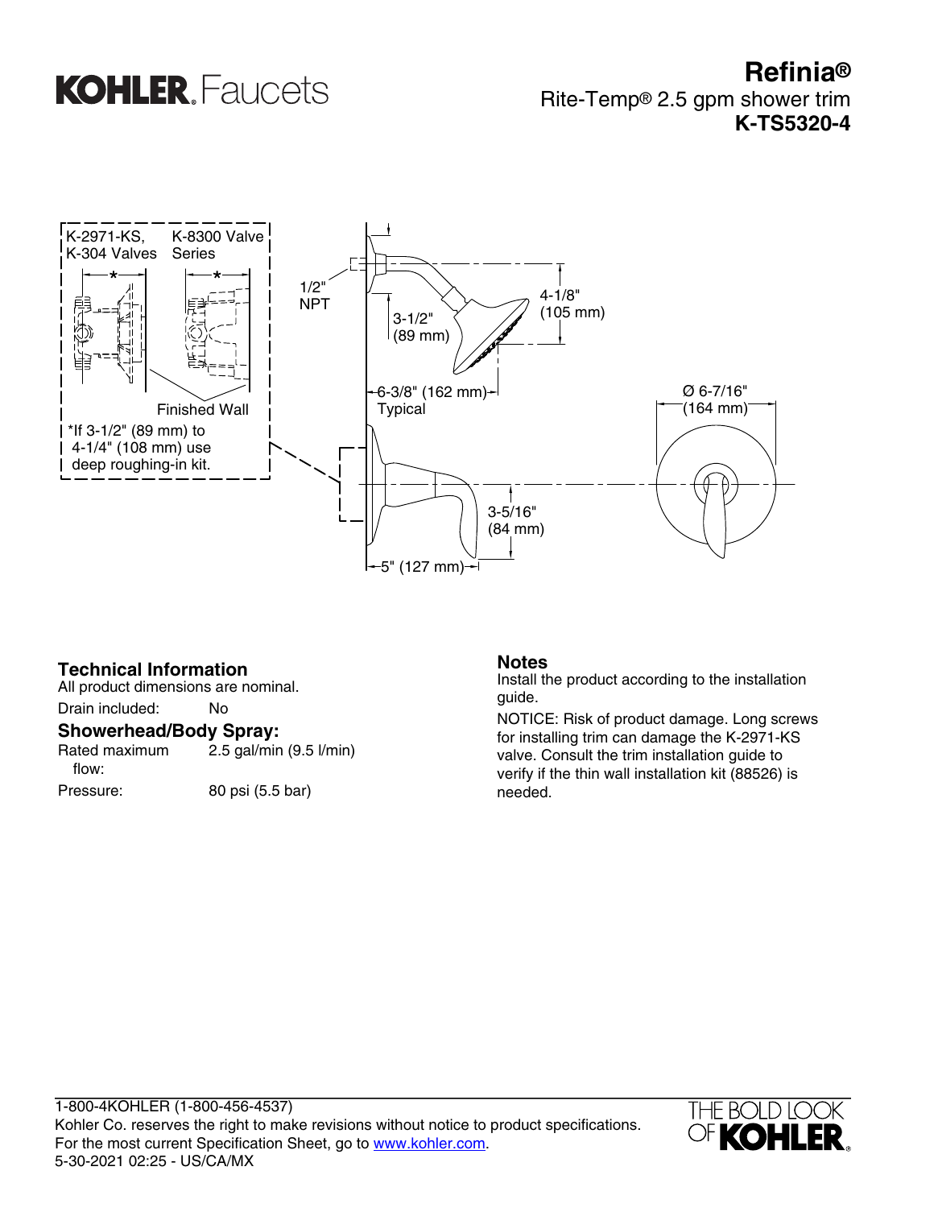# KOHLER. Faucets

**Refinia®**
Rite-Temp® 2.5 gpm shower trim
**K-TS5320-4**

K-2971-KS, K-304 Valves

K-8300 Valve Series

Finished Wall

*If 3-1/2" (89 mm) to 4-1/4" (108 mm) use deep roughing-in kit.

1/2" NPT

3-1/2" (89 mm)

4-1/8" (105 mm)

6-3/8" (162 mm) Typical

Ø 6-7/16" (164 mm)

3-5/16" (84 mm)

5" (127 mm)

## Technical Information

All product dimensions are nominal.

| | |
|---|---|
| Drain included: | No |

### Showerhead/Body Spray:

| | |
|---|---|
| Rated maximum flow: | 2.5 gal/min (9.5 l/min) |
| Pressure: | 80 psi (5.5 bar) |

## Notes

Install the product according to the installation guide.

NOTICE: Risk of product damage. Long screws for installing trim can damage the K-2971-KS valve. Consult the trim installation guide to verify if the thin wall installation kit (88526) is needed.

1-800-4KOHLER (1-800-456-4537)
Kohler Co. reserves the right to make revisions without notice to product specifications.
For the most current Specification Sheet, go to www.kohler.com.
5-30-2021 02:25 - US/CA/MX

THE BOLD LOOK OF KOHLER.